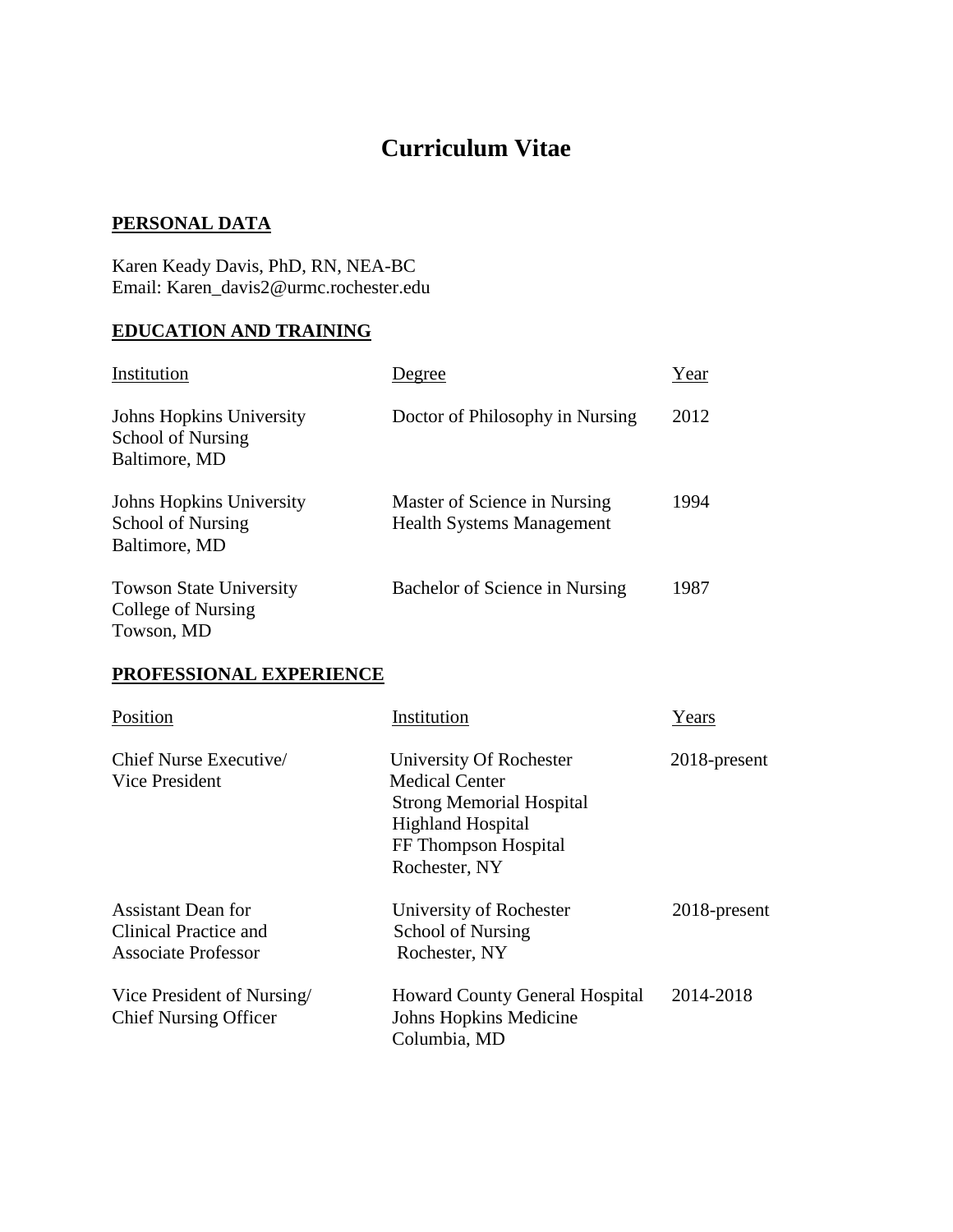# Curriculum Vitae

## PERSONAL DATA

Karen Keady Davis, PhD, RN, NEA-BC
Email: Karen_davis2@urmc.rochester.edu

## EDUCATION AND TRAINING

| Institution | Degree | Year |
| --- | --- | --- |
| Johns Hopkins University<br>School of Nursing<br>Baltimore, MD | Doctor of Philosophy in Nursing | 2012 |
| Johns Hopkins University<br>School of Nursing<br>Baltimore, MD | Master of Science in Nursing<br>Health Systems Management | 1994 |
| Towson State University<br>College of Nursing<br>Towson, MD | Bachelor of Science in Nursing | 1987 |

## PROFESSIONAL EXPERIENCE

| Position | Institution | Years |
| --- | --- | --- |
| Chief Nurse Executive/<br>Vice President | University Of Rochester<br>Medical Center<br>Strong Memorial Hospital<br>Highland Hospital<br>FF Thompson Hospital<br>Rochester, NY | 2018-present |
| Assistant Dean for<br>Clinical Practice and<br>Associate Professor | University of Rochester<br>School of Nursing<br>Rochester, NY | 2018-present |
| Vice President of Nursing/<br>Chief Nursing Officer | Howard County General Hospital<br>Johns Hopkins Medicine<br>Columbia, MD | 2014-2018 |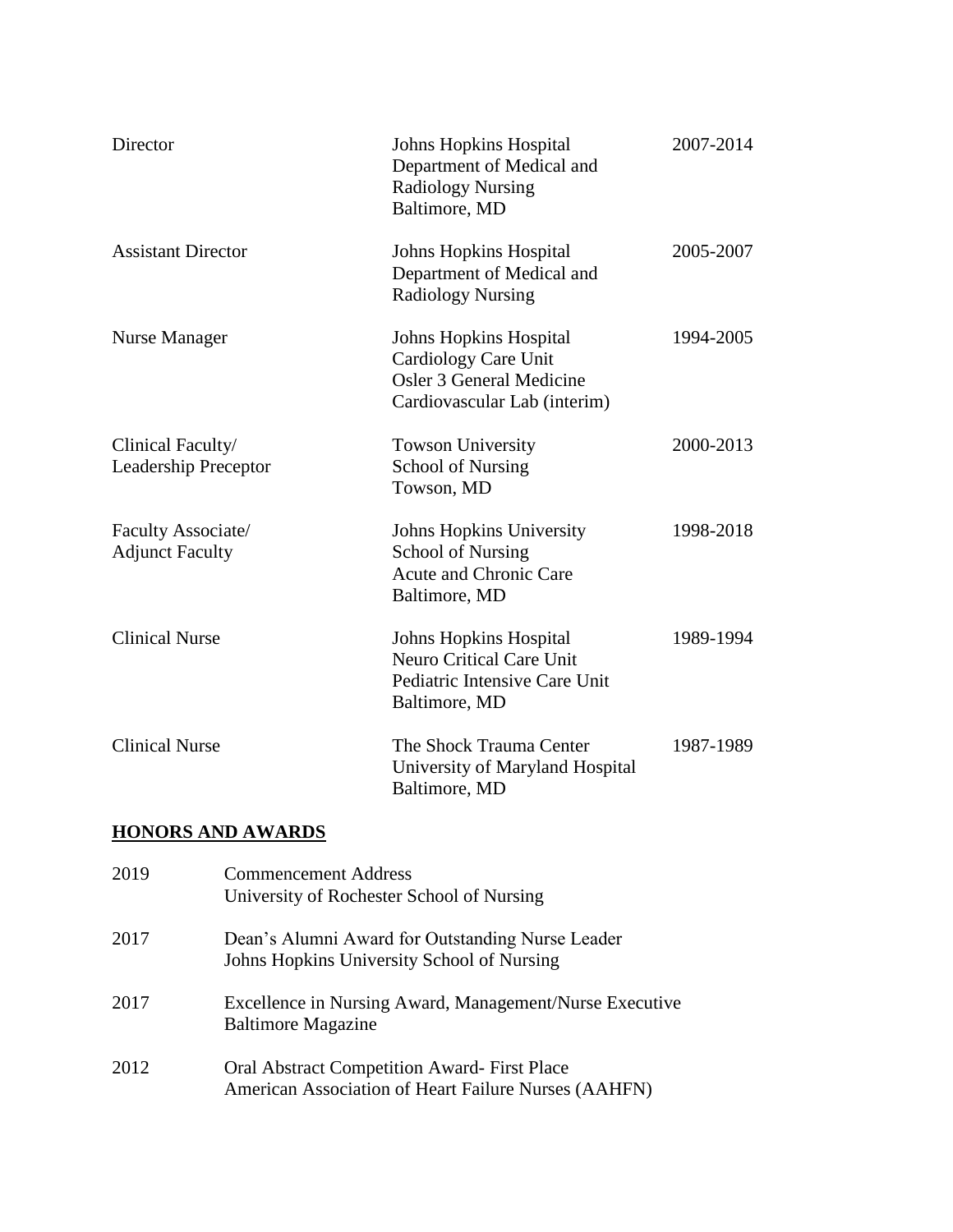| | | |
|---|---|---|
| Director | Johns Hopkins Hospital<br>Department of Medical and Radiology Nursing<br>Baltimore, MD | 2007-2014 |
| Assistant Director | Johns Hopkins Hospital<br>Department of Medical and Radiology Nursing | 2005-2007 |
| Nurse Manager | Johns Hopkins Hospital<br>Cardiology Care Unit<br>Osler 3 General Medicine<br>Cardiovascular Lab (interim) | 1994-2005 |
| Clinical Faculty/<br>Leadership Preceptor | Towson University<br>School of Nursing<br>Towson, MD | 2000-2013 |
| Faculty Associate/<br>Adjunct Faculty | Johns Hopkins University<br>School of Nursing<br>Acute and Chronic Care<br>Baltimore, MD | 1998-2018 |
| Clinical Nurse | Johns Hopkins Hospital<br>Neuro Critical Care Unit<br>Pediatric Intensive Care Unit<br>Baltimore, MD | 1989-1994 |
| Clinical Nurse | The Shock Trauma Center<br>University of Maryland Hospital<br>Baltimore, MD | 1987-1989 |

## HONORS AND AWARDS

| | |
|---|---|
| 2019 | Commencement Address<br>University of Rochester School of Nursing |
| 2017 | Dean's Alumni Award for Outstanding Nurse Leader<br>Johns Hopkins University School of Nursing |
| 2017 | Excellence in Nursing Award, Management/Nurse Executive<br>Baltimore Magazine |
| 2012 | Oral Abstract Competition Award- First Place<br>American Association of Heart Failure Nurses (AAHFN) |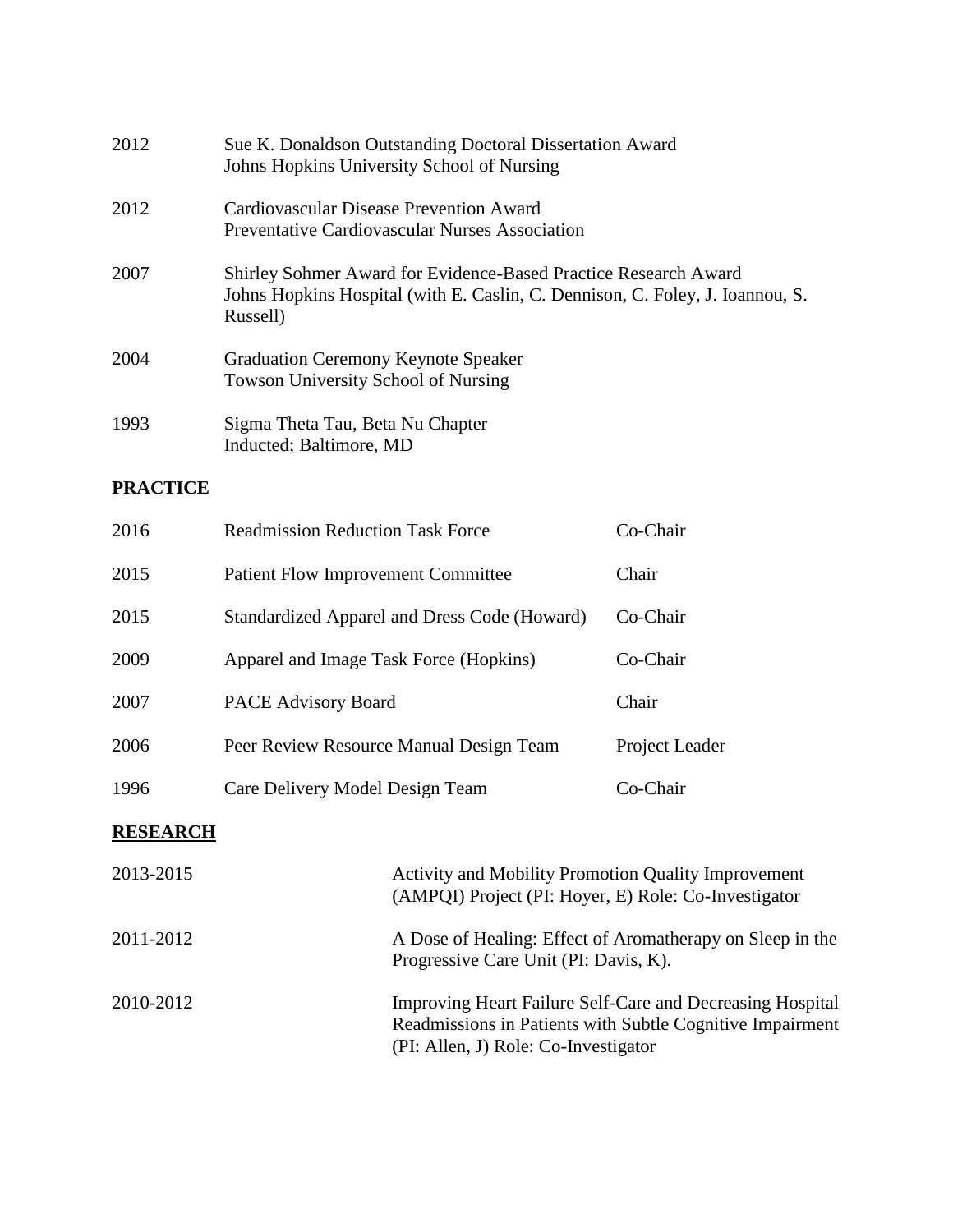2012 Sue K. Donaldson Outstanding Doctoral Dissertation Award
Johns Hopkins University School of Nursing

2012 Cardiovascular Disease Prevention Award
Preventative Cardiovascular Nurses Association

2007 Shirley Sohmer Award for Evidence-Based Practice Research Award
Johns Hopkins Hospital (with E. Caslin, C. Dennison, C. Foley, J. Ioannou, S. Russell)

2004 Graduation Ceremony Keynote Speaker
Towson University School of Nursing

1993 Sigma Theta Tau, Beta Nu Chapter
Inducted; Baltimore, MD

**PRACTICE**

| | | |
|---|---|---|
| 2016 | Readmission Reduction Task Force | Co-Chair |
| 2015 | Patient Flow Improvement Committee | Chair |
| 2015 | Standardized Apparel and Dress Code (Howard) | Co-Chair |
| 2009 | Apparel and Image Task Force (Hopkins) | Co-Chair |
| 2007 | PACE Advisory Board | Chair |
| 2006 | Peer Review Resource Manual Design Team | Project Leader |
| 1996 | Care Delivery Model Design Team | Co-Chair |

**RESEARCH**

2013-2015 Activity and Mobility Promotion Quality Improvement (AMPQI) Project (PI: Hoyer, E) Role: Co-Investigator

2011-2012 A Dose of Healing: Effect of Aromatherapy on Sleep in the Progressive Care Unit (PI: Davis, K).

2010-2012 Improving Heart Failure Self-Care and Decreasing Hospital Readmissions in Patients with Subtle Cognitive Impairment (PI: Allen, J) Role: Co-Investigator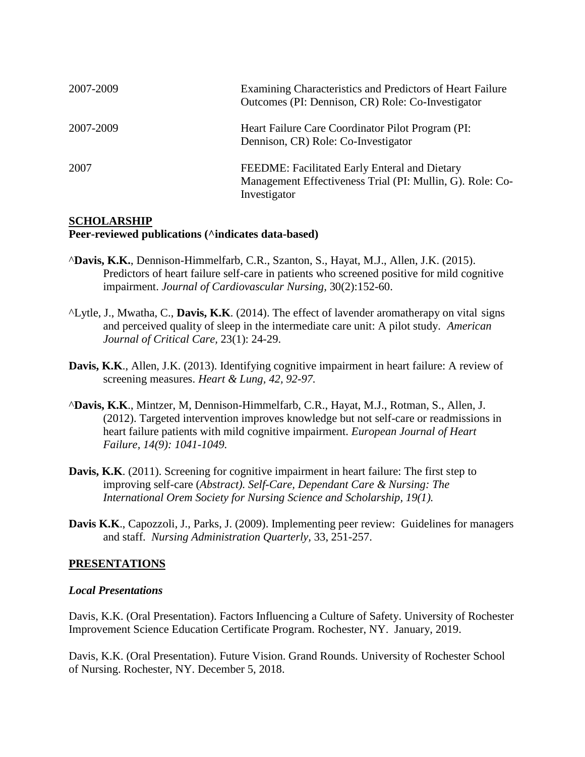| | |
|---|---|
| 2007-2009 | Examining Characteristics and Predictors of Heart Failure Outcomes (PI: Dennison, CR) Role: Co-Investigator |
| 2007-2009 | Heart Failure Care Coordinator Pilot Program (PI: Dennison, CR) Role: Co-Investigator |
| 2007 | FEEDME: Facilitated Early Enteral and Dietary Management Effectiveness Trial (PI: Mullin, G). Role: Co-Investigator |

## SCHOLARSHIP

**Peer-reviewed publications (^indicates data-based)**

^**Davis, K.K.**, Dennison-Himmelfarb, C.R., Szanton, S., Hayat, M.J., Allen, J.K. (2015). Predictors of heart failure self-care in patients who screened positive for mild cognitive impairment. *Journal of Cardiovascular Nursing,* 30(2):152-60.

^Lytle, J., Mwatha, C., **Davis, K.K**. (2014). The effect of lavender aromatherapy on vital signs and perceived quality of sleep in the intermediate care unit: A pilot study. *American Journal of Critical Care,* 23(1): 24-29.

**Davis, K.K**., Allen, J.K. (2013). Identifying cognitive impairment in heart failure: A review of screening measures. *Heart & Lung, 42, 92-97.*

^**Davis, K.K**., Mintzer, M, Dennison-Himmelfarb, C.R., Hayat, M.J., Rotman, S., Allen, J. (2012). Targeted intervention improves knowledge but not self-care or readmissions in heart failure patients with mild cognitive impairment. *European Journal of Heart Failure, 14(9): 1041-1049.*

**Davis, K.K**. (2011). Screening for cognitive impairment in heart failure: The first step to improving self-care (*Abstract). Self-Care, Dependant Care & Nursing: The International Orem Society for Nursing Science and Scholarship, 19(1).*

**Davis K.K**., Capozzoli, J., Parks, J. (2009). Implementing peer review: Guidelines for managers and staff. *Nursing Administration Quarterly,* 33, 251-257.

## PRESENTATIONS

### *Local Presentations*

Davis, K.K. (Oral Presentation). Factors Influencing a Culture of Safety. University of Rochester Improvement Science Education Certificate Program. Rochester, NY. January, 2019.

Davis, K.K. (Oral Presentation). Future Vision. Grand Rounds. University of Rochester School of Nursing. Rochester, NY. December 5, 2018.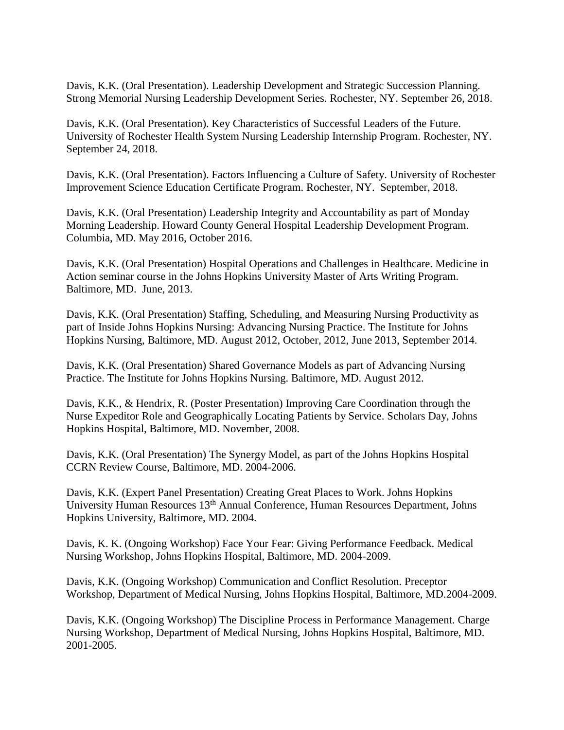Davis, K.K. (Oral Presentation). Leadership Development and Strategic Succession Planning. Strong Memorial Nursing Leadership Development Series. Rochester, NY. September 26, 2018.

Davis, K.K. (Oral Presentation). Key Characteristics of Successful Leaders of the Future. University of Rochester Health System Nursing Leadership Internship Program. Rochester, NY. September 24, 2018.

Davis, K.K. (Oral Presentation). Factors Influencing a Culture of Safety. University of Rochester Improvement Science Education Certificate Program. Rochester, NY. September, 2018.

Davis, K.K. (Oral Presentation) Leadership Integrity and Accountability as part of Monday Morning Leadership. Howard County General Hospital Leadership Development Program. Columbia, MD. May 2016, October 2016.

Davis, K.K. (Oral Presentation) Hospital Operations and Challenges in Healthcare. Medicine in Action seminar course in the Johns Hopkins University Master of Arts Writing Program. Baltimore, MD. June, 2013.

Davis, K.K. (Oral Presentation) Staffing, Scheduling, and Measuring Nursing Productivity as part of Inside Johns Hopkins Nursing: Advancing Nursing Practice. The Institute for Johns Hopkins Nursing, Baltimore, MD. August 2012, October, 2012, June 2013, September 2014.

Davis, K.K. (Oral Presentation) Shared Governance Models as part of Advancing Nursing Practice. The Institute for Johns Hopkins Nursing. Baltimore, MD. August 2012.

Davis, K.K., & Hendrix, R. (Poster Presentation) Improving Care Coordination through the Nurse Expeditor Role and Geographically Locating Patients by Service. Scholars Day, Johns Hopkins Hospital, Baltimore, MD. November, 2008.

Davis, K.K. (Oral Presentation) The Synergy Model, as part of the Johns Hopkins Hospital CCRN Review Course, Baltimore, MD. 2004-2006.

Davis, K.K. (Expert Panel Presentation) Creating Great Places to Work. Johns Hopkins University Human Resources 13th Annual Conference, Human Resources Department, Johns Hopkins University, Baltimore, MD. 2004.

Davis, K. K. (Ongoing Workshop) Face Your Fear: Giving Performance Feedback. Medical Nursing Workshop, Johns Hopkins Hospital, Baltimore, MD. 2004-2009.

Davis, K.K. (Ongoing Workshop) Communication and Conflict Resolution. Preceptor Workshop, Department of Medical Nursing, Johns Hopkins Hospital, Baltimore, MD.2004-2009.

Davis, K.K. (Ongoing Workshop) The Discipline Process in Performance Management. Charge Nursing Workshop, Department of Medical Nursing, Johns Hopkins Hospital, Baltimore, MD. 2001-2005.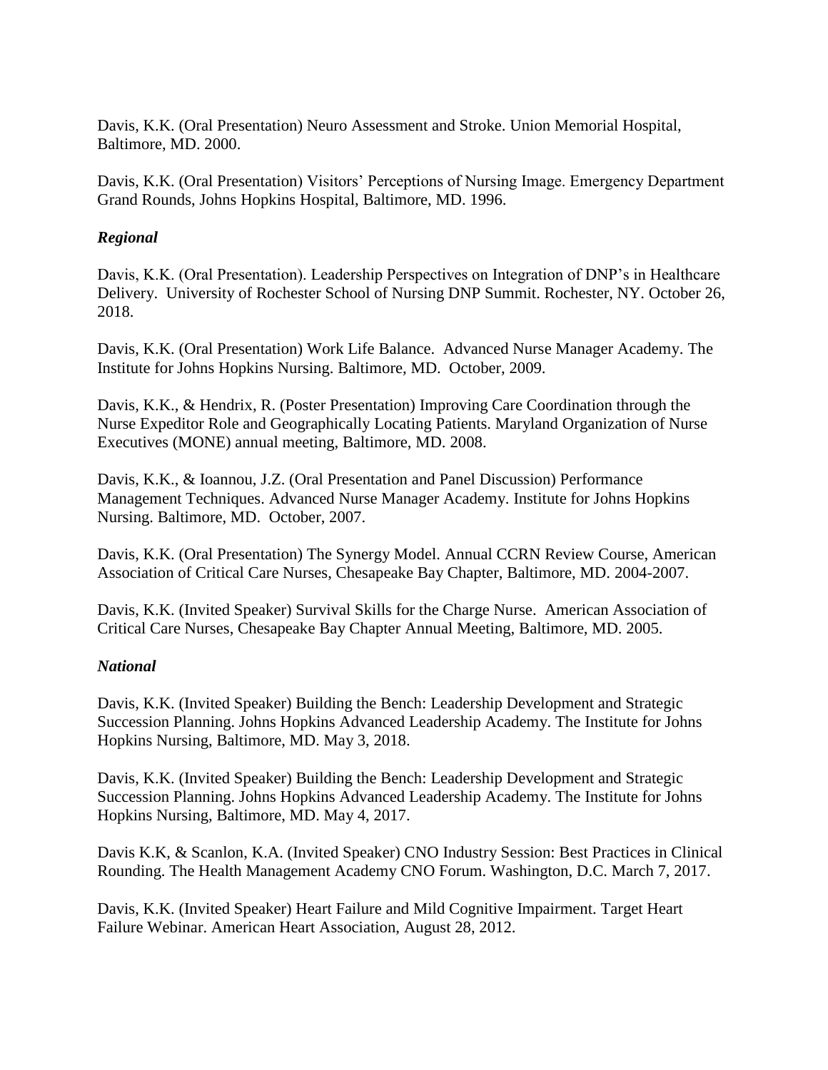Davis, K.K. (Oral Presentation) Neuro Assessment and Stroke. Union Memorial Hospital, Baltimore, MD. 2000.

Davis, K.K. (Oral Presentation) Visitors' Perceptions of Nursing Image. Emergency Department Grand Rounds, Johns Hopkins Hospital, Baltimore, MD. 1996.

### *Regional*

Davis, K.K. (Oral Presentation). Leadership Perspectives on Integration of DNP's in Healthcare Delivery. University of Rochester School of Nursing DNP Summit. Rochester, NY. October 26, 2018.

Davis, K.K. (Oral Presentation) Work Life Balance. Advanced Nurse Manager Academy. The Institute for Johns Hopkins Nursing. Baltimore, MD. October, 2009.

Davis, K.K., & Hendrix, R. (Poster Presentation) Improving Care Coordination through the Nurse Expeditor Role and Geographically Locating Patients. Maryland Organization of Nurse Executives (MONE) annual meeting, Baltimore, MD. 2008.

Davis, K.K., & Ioannou, J.Z. (Oral Presentation and Panel Discussion) Performance Management Techniques. Advanced Nurse Manager Academy. Institute for Johns Hopkins Nursing. Baltimore, MD. October, 2007.

Davis, K.K. (Oral Presentation) The Synergy Model. Annual CCRN Review Course, American Association of Critical Care Nurses, Chesapeake Bay Chapter, Baltimore, MD. 2004-2007.

Davis, K.K. (Invited Speaker) Survival Skills for the Charge Nurse. American Association of Critical Care Nurses, Chesapeake Bay Chapter Annual Meeting, Baltimore, MD. 2005.

### *National*

Davis, K.K. (Invited Speaker) Building the Bench: Leadership Development and Strategic Succession Planning. Johns Hopkins Advanced Leadership Academy. The Institute for Johns Hopkins Nursing, Baltimore, MD. May 3, 2018.

Davis, K.K. (Invited Speaker) Building the Bench: Leadership Development and Strategic Succession Planning. Johns Hopkins Advanced Leadership Academy. The Institute for Johns Hopkins Nursing, Baltimore, MD. May 4, 2017.

Davis K.K, & Scanlon, K.A. (Invited Speaker) CNO Industry Session: Best Practices in Clinical Rounding. The Health Management Academy CNO Forum. Washington, D.C. March 7, 2017.

Davis, K.K. (Invited Speaker) Heart Failure and Mild Cognitive Impairment. Target Heart Failure Webinar. American Heart Association, August 28, 2012.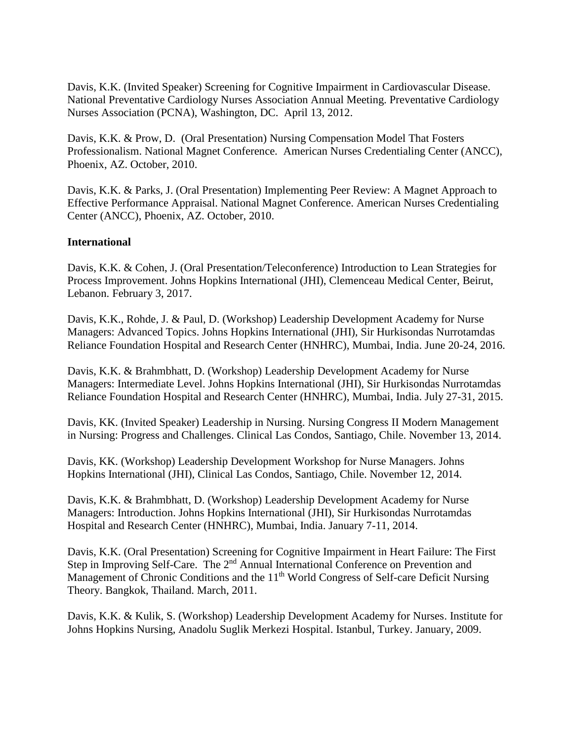Davis, K.K. (Invited Speaker) Screening for Cognitive Impairment in Cardiovascular Disease. National Preventative Cardiology Nurses Association Annual Meeting. Preventative Cardiology Nurses Association (PCNA), Washington, DC. April 13, 2012.

Davis, K.K. & Prow, D. (Oral Presentation) Nursing Compensation Model That Fosters Professionalism. National Magnet Conference. American Nurses Credentialing Center (ANCC), Phoenix, AZ. October, 2010.

Davis, K.K. & Parks, J. (Oral Presentation) Implementing Peer Review: A Magnet Approach to Effective Performance Appraisal. National Magnet Conference. American Nurses Credentialing Center (ANCC), Phoenix, AZ. October, 2010.

**International**

Davis, K.K. & Cohen, J. (Oral Presentation/Teleconference) Introduction to Lean Strategies for Process Improvement. Johns Hopkins International (JHI), Clemenceau Medical Center, Beirut, Lebanon. February 3, 2017.

Davis, K.K., Rohde, J. & Paul, D. (Workshop) Leadership Development Academy for Nurse Managers: Advanced Topics. Johns Hopkins International (JHI), Sir Hurkisondas Nurrotamdas Reliance Foundation Hospital and Research Center (HNHRC), Mumbai, India. June 20-24, 2016.

Davis, K.K. & Brahmbhatt, D. (Workshop) Leadership Development Academy for Nurse Managers: Intermediate Level. Johns Hopkins International (JHI), Sir Hurkisondas Nurrotamdas Reliance Foundation Hospital and Research Center (HNHRC), Mumbai, India. July 27-31, 2015.

Davis, KK. (Invited Speaker) Leadership in Nursing. Nursing Congress II Modern Management in Nursing: Progress and Challenges. Clinical Las Condos, Santiago, Chile. November 13, 2014.

Davis, KK. (Workshop) Leadership Development Workshop for Nurse Managers. Johns Hopkins International (JHI), Clinical Las Condos, Santiago, Chile. November 12, 2014.

Davis, K.K. & Brahmbhatt, D. (Workshop) Leadership Development Academy for Nurse Managers: Introduction. Johns Hopkins International (JHI), Sir Hurkisondas Nurrotamdas Hospital and Research Center (HNHRC), Mumbai, India. January 7-11, 2014.

Davis, K.K. (Oral Presentation) Screening for Cognitive Impairment in Heart Failure: The First Step in Improving Self-Care. The 2nd Annual International Conference on Prevention and Management of Chronic Conditions and the 11th World Congress of Self-care Deficit Nursing Theory. Bangkok, Thailand. March, 2011.

Davis, K.K. & Kulik, S. (Workshop) Leadership Development Academy for Nurses. Institute for Johns Hopkins Nursing, Anadolu Suglik Merkezi Hospital. Istanbul, Turkey. January, 2009.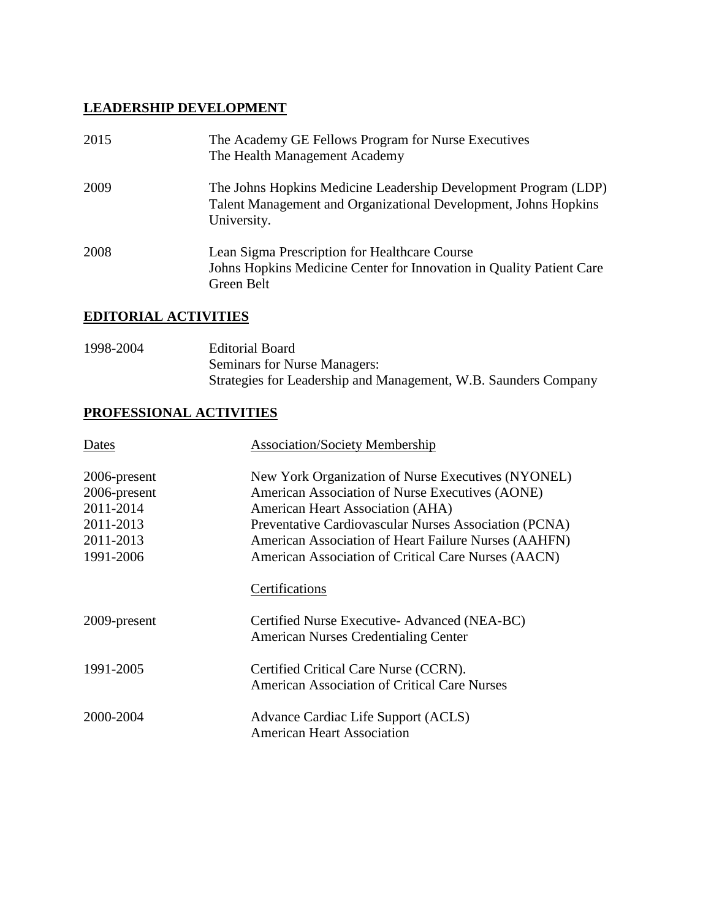## LEADERSHIP DEVELOPMENT

| | |
|---|---|
| 2015 | The Academy GE Fellows Program for Nurse Executives<br>The Health Management Academy |
| 2009 | The Johns Hopkins Medicine Leadership Development Program (LDP)<br>Talent Management and Organizational Development, Johns Hopkins University. |
| 2008 | Lean Sigma Prescription for Healthcare Course<br>Johns Hopkins Medicine Center for Innovation in Quality Patient Care<br>Green Belt |

## EDITORIAL ACTIVITIES

| | |
|---|---|
| 1998-2004 | Editorial Board<br>Seminars for Nurse Managers:<br>Strategies for Leadership and Management, W.B. Saunders Company |

## PROFESSIONAL ACTIVITIES

| Dates | Association/Society Membership |
|---|---|
| 2006-present | New York Organization of Nurse Executives (NYONEL) |
| 2006-present | American Association of Nurse Executives (AONE) |
| 2011-2014 | American Heart Association (AHA) |
| 2011-2013 | Preventative Cardiovascular Nurses Association (PCNA) |
| 2011-2013 | American Association of Heart Failure Nurses (AAHFN) |
| 1991-2006 | American Association of Critical Care Nurses (AACN) |

| | Certifications |
|---|---|
| 2009-present | Certified Nurse Executive- Advanced (NEA-BC)<br>American Nurses Credentialing Center |
| 1991-2005 | Certified Critical Care Nurse (CCRN).<br>American Association of Critical Care Nurses |
| 2000-2004 | Advance Cardiac Life Support (ACLS)<br>American Heart Association |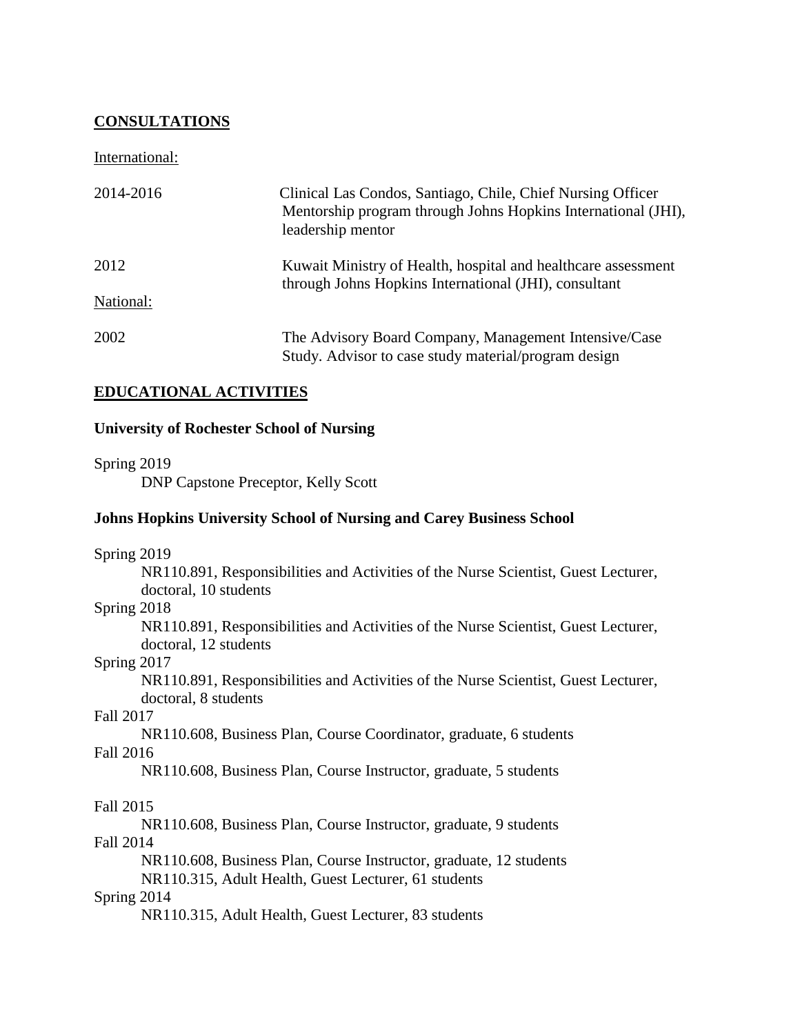## CONSULTATIONS

International:

2014-2016 — Clinical Las Condos, Santiago, Chile, Chief Nursing Officer Mentorship program through Johns Hopkins International (JHI), leadership mentor

2012 — Kuwait Ministry of Health, hospital and healthcare assessment through Johns Hopkins International (JHI), consultant

National:

2002 — The Advisory Board Company, Management Intensive/Case Study. Advisor to case study material/program design

## EDUCATIONAL ACTIVITIES

**University of Rochester School of Nursing**

Spring 2019
- DNP Capstone Preceptor, Kelly Scott

**Johns Hopkins University School of Nursing and Carey Business School**

Spring 2019
- NR110.891, Responsibilities and Activities of the Nurse Scientist, Guest Lecturer, doctoral, 10 students

Spring 2018
- NR110.891, Responsibilities and Activities of the Nurse Scientist, Guest Lecturer, doctoral, 12 students

Spring 2017
- NR110.891, Responsibilities and Activities of the Nurse Scientist, Guest Lecturer, doctoral, 8 students

Fall 2017
- NR110.608, Business Plan, Course Coordinator, graduate, 6 students

Fall 2016
- NR110.608, Business Plan, Course Instructor, graduate, 5 students

Fall 2015
- NR110.608, Business Plan, Course Instructor, graduate, 9 students

Fall 2014
- NR110.608, Business Plan, Course Instructor, graduate, 12 students
- NR110.315, Adult Health, Guest Lecturer, 61 students

Spring 2014
- NR110.315, Adult Health, Guest Lecturer, 83 students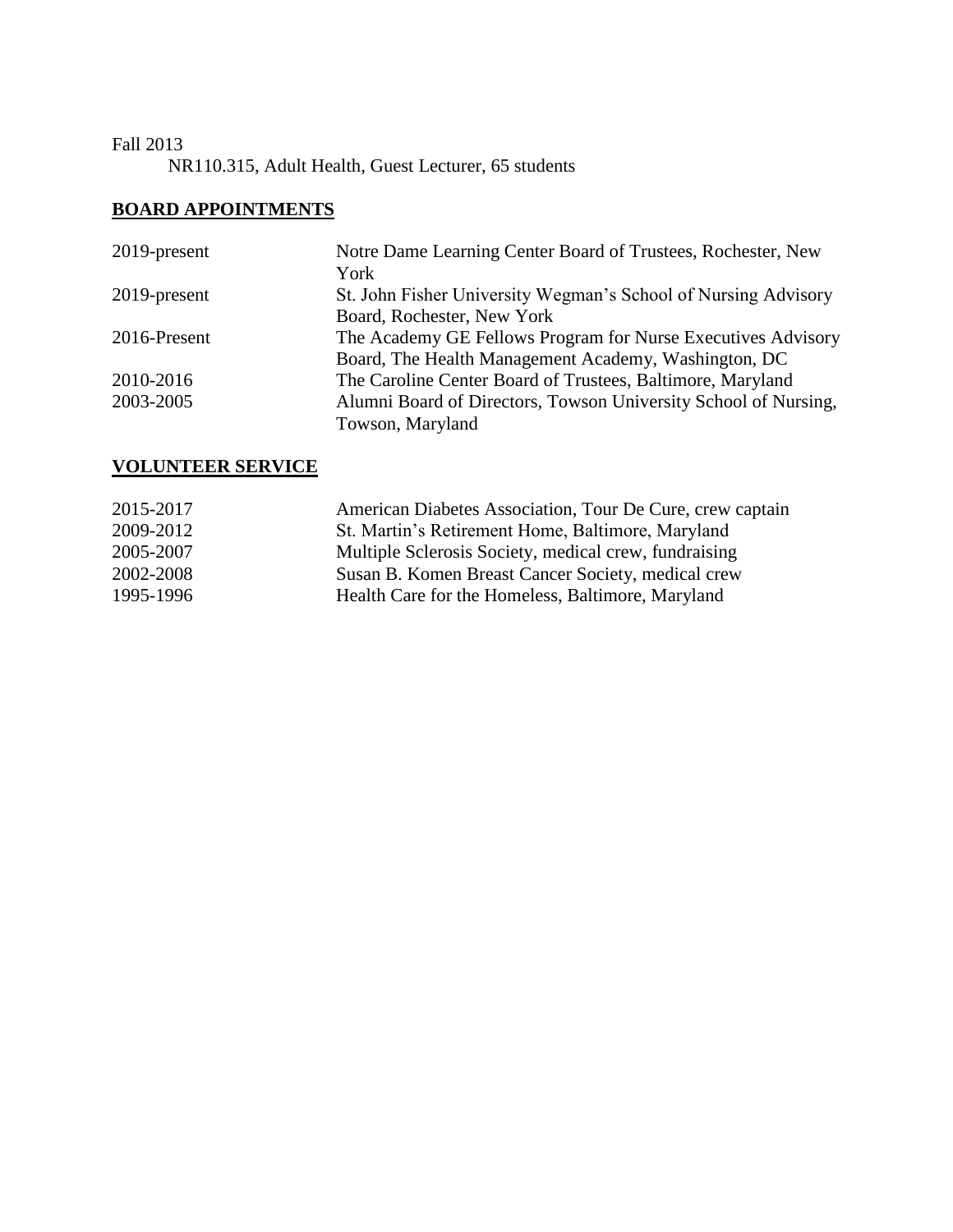Fall 2013

NR110.315, Adult Health, Guest Lecturer, 65 students

## BOARD APPOINTMENTS

| | |
|---|---|
| 2019-present | Notre Dame Learning Center Board of Trustees, Rochester, New York |
| 2019-present | St. John Fisher University Wegman's School of Nursing Advisory Board, Rochester, New York |
| 2016-Present | The Academy GE Fellows Program for Nurse Executives Advisory Board, The Health Management Academy, Washington, DC |
| 2010-2016 | The Caroline Center Board of Trustees, Baltimore, Maryland |
| 2003-2005 | Alumni Board of Directors, Towson University School of Nursing, Towson, Maryland |

## VOLUNTEER SERVICE

| | |
|---|---|
| 2015-2017 | American Diabetes Association, Tour De Cure, crew captain |
| 2009-2012 | St. Martin's Retirement Home, Baltimore, Maryland |
| 2005-2007 | Multiple Sclerosis Society, medical crew, fundraising |
| 2002-2008 | Susan B. Komen Breast Cancer Society, medical crew |
| 1995-1996 | Health Care for the Homeless, Baltimore, Maryland |